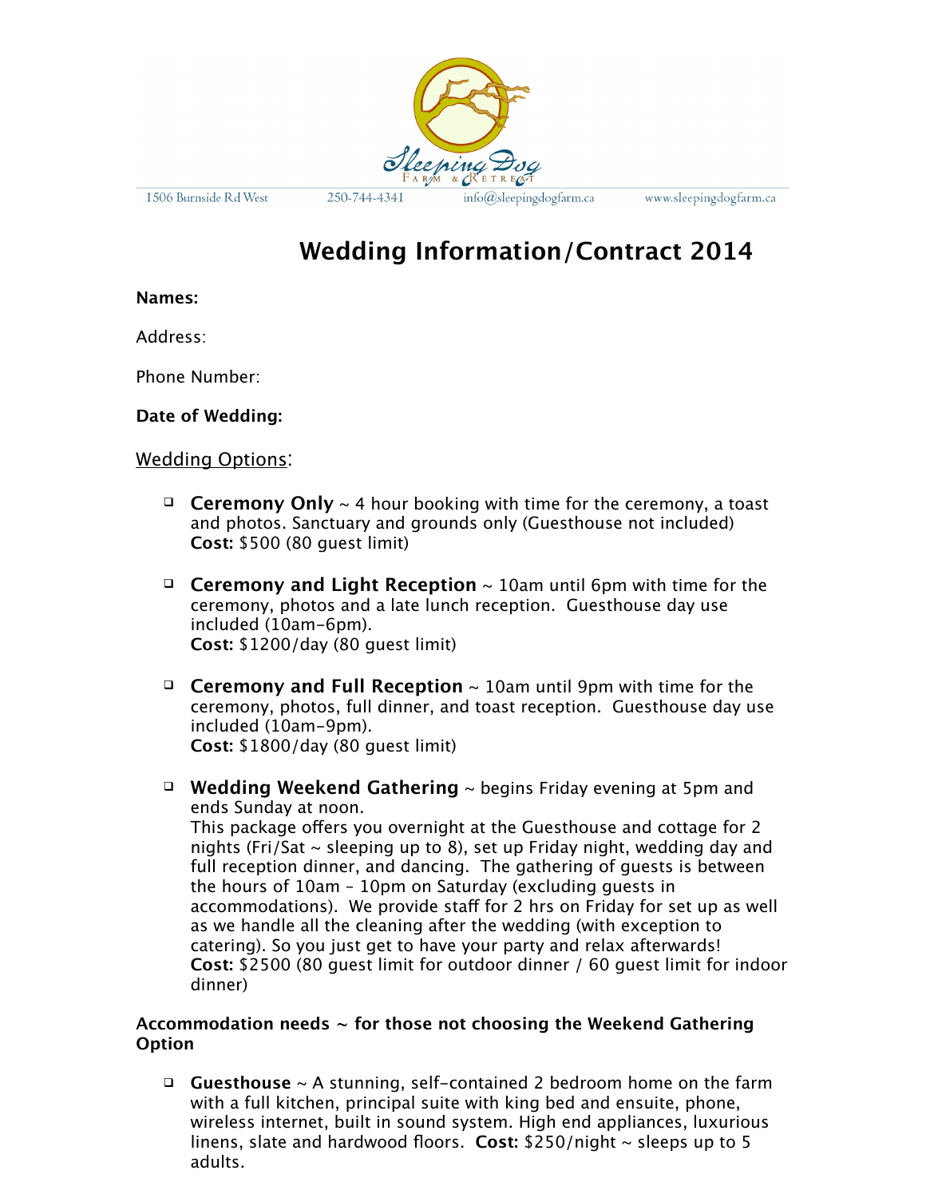Sleeping Dog Farm & Retreat

1506 Burnside Rd West | 250-744-4341 | info@sleepingdogfarm.ca | www.sleepingdogfarm.ca

# Wedding Information/Contract 2014

**Names:**

Address:

Phone Number:

**Date of Wedding:**

Wedding Options:

- ❑ **Ceremony Only** ~ 4 hour booking with time for the ceremony, a toast and photos. Sanctuary and grounds only (Guesthouse not included)
  **Cost:** $500 (80 guest limit)

- ❑ **Ceremony and Light Reception** ~ 10am until 6pm with time for the ceremony, photos and a late lunch reception. Guesthouse day use included (10am-6pm).
  **Cost:** $1200/day (80 guest limit)

- ❑ **Ceremony and Full Reception** ~ 10am until 9pm with time for the ceremony, photos, full dinner, and toast reception. Guesthouse day use included (10am-9pm).
  **Cost:** $1800/day (80 guest limit)

- ❑ **Wedding Weekend Gathering** ~ begins Friday evening at 5pm and ends Sunday at noon.
  This package offers you overnight at the Guesthouse and cottage for 2 nights (Fri/Sat ~ sleeping up to 8), set up Friday night, wedding day and full reception dinner, and dancing. The gathering of guests is between the hours of 10am – 10pm on Saturday (excluding guests in accommodations). We provide staff for 2 hrs on Friday for set up as well as we handle all the cleaning after the wedding (with exception to catering). So you just get to have your party and relax afterwards!
  **Cost:** $2500 (80 guest limit for outdoor dinner / 60 guest limit for indoor dinner)

**Accommodation needs ~ for those not choosing the Weekend Gathering Option**

- ❑ **Guesthouse** ~ A stunning, self-contained 2 bedroom home on the farm with a full kitchen, principal suite with king bed and ensuite, phone, wireless internet, built in sound system. High end appliances, luxurious linens, slate and hardwood floors. **Cost:** $250/night ~ sleeps up to 5 adults.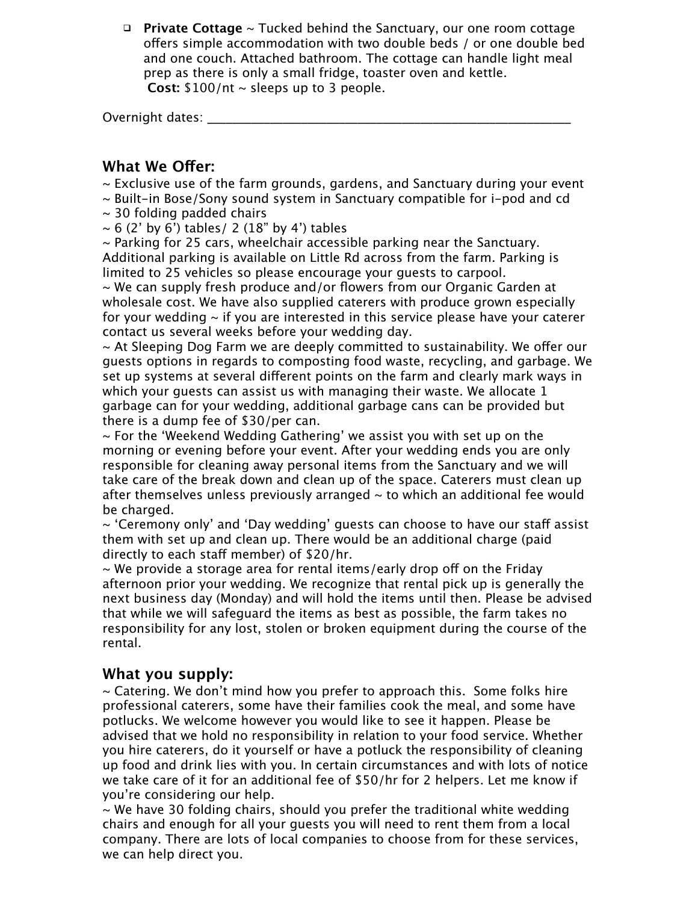- **Private Cottage** ~ Tucked behind the Sanctuary, our one room cottage offers simple accommodation with two double beds / or one double bed and one couch. Attached bathroom. The cottage can handle light meal prep as there is only a small fridge, toaster oven and kettle.
  **Cost:** $100/nt ~ sleeps up to 3 people.

Overnight dates: ______________________________________________________

## What We Offer:

~ Exclusive use of the farm grounds, gardens, and Sanctuary during your event
~ Built-in Bose/Sony sound system in Sanctuary compatible for i-pod and cd
~ 30 folding padded chairs
~ 6 (2' by 6') tables/ 2 (18" by 4') tables
~ Parking for 25 cars, wheelchair accessible parking near the Sanctuary. Additional parking is available on Little Rd across from the farm. Parking is limited to 25 vehicles so please encourage your guests to carpool.
~ We can supply fresh produce and/or flowers from our Organic Garden at wholesale cost. We have also supplied caterers with produce grown especially for your wedding ~ if you are interested in this service please have your caterer contact us several weeks before your wedding day.
~ At Sleeping Dog Farm we are deeply committed to sustainability. We offer our guests options in regards to composting food waste, recycling, and garbage. We set up systems at several different points on the farm and clearly mark ways in which your guests can assist us with managing their waste. We allocate 1 garbage can for your wedding, additional garbage cans can be provided but there is a dump fee of $30/per can.
~ For the 'Weekend Wedding Gathering' we assist you with set up on the morning or evening before your event. After your wedding ends you are only responsible for cleaning away personal items from the Sanctuary and we will take care of the break down and clean up of the space. Caterers must clean up after themselves unless previously arranged ~ to which an additional fee would be charged.
~ 'Ceremony only' and 'Day wedding' guests can choose to have our staff assist them with set up and clean up. There would be an additional charge (paid directly to each staff member) of $20/hr.
~ We provide a storage area for rental items/early drop off on the Friday afternoon prior your wedding. We recognize that rental pick up is generally the next business day (Monday) and will hold the items until then. Please be advised that while we will safeguard the items as best as possible, the farm takes no responsibility for any lost, stolen or broken equipment during the course of the rental.

## What you supply:

~ Catering. We don't mind how you prefer to approach this. Some folks hire professional caterers, some have their families cook the meal, and some have potlucks. We welcome however you would like to see it happen. Please be advised that we hold no responsibility in relation to your food service. Whether you hire caterers, do it yourself or have a potluck the responsibility of cleaning up food and drink lies with you. In certain circumstances and with lots of notice we take care of it for an additional fee of $50/hr for 2 helpers. Let me know if you're considering our help.
~ We have 30 folding chairs, should you prefer the traditional white wedding chairs and enough for all your guests you will need to rent them from a local company. There are lots of local companies to choose from for these services, we can help direct you.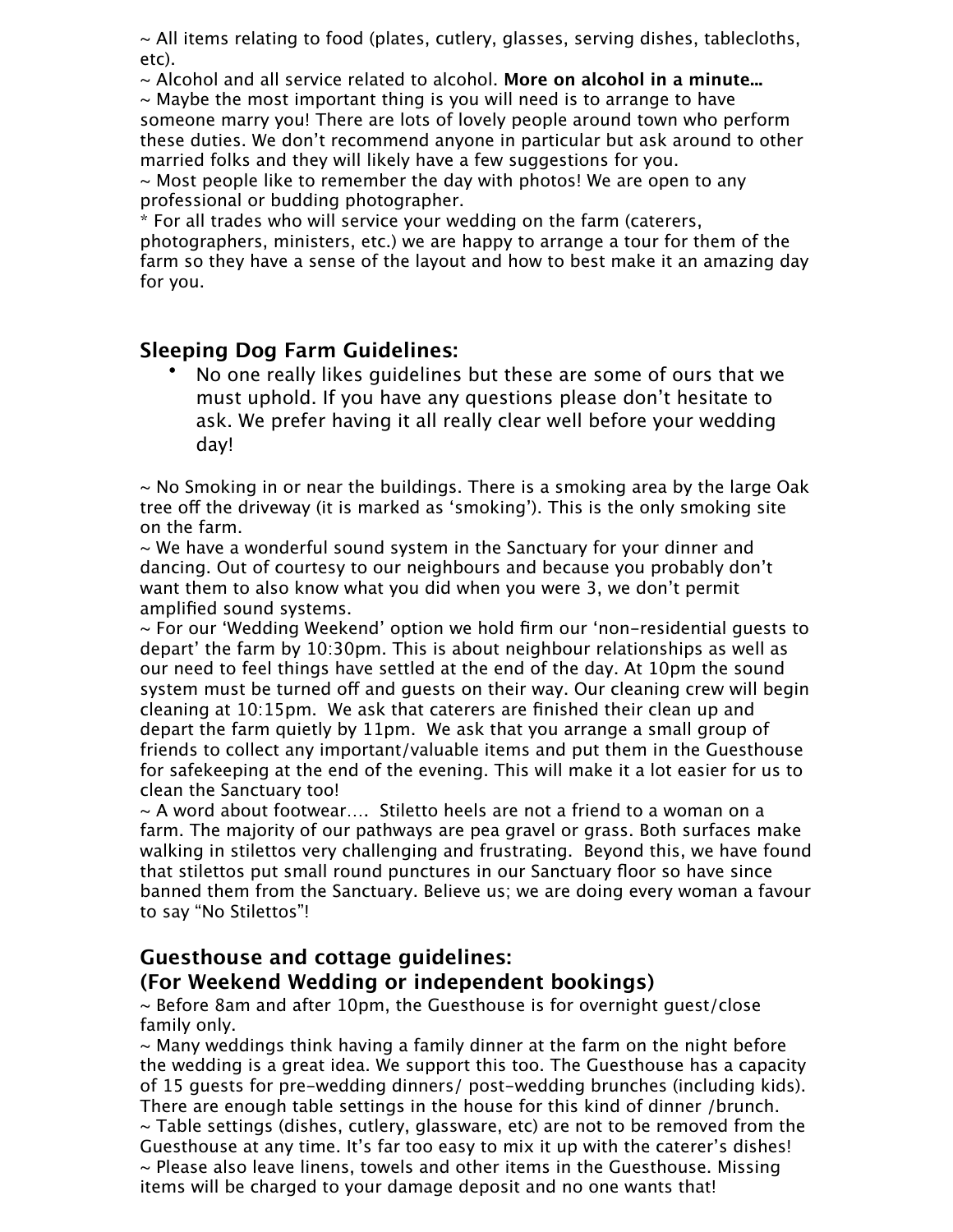~ All items relating to food (plates, cutlery, glasses, serving dishes, tablecloths, etc).
~ Alcohol and all service related to alcohol. **More on alcohol in a minute...**
~ Maybe the most important thing is you will need is to arrange to have someone marry you! There are lots of lovely people around town who perform these duties. We don't recommend anyone in particular but ask around to other married folks and they will likely have a few suggestions for you.
~ Most people like to remember the day with photos! We are open to any professional or budding photographer.
* For all trades who will service your wedding on the farm (caterers, photographers, ministers, etc.) we are happy to arrange a tour for them of the farm so they have a sense of the layout and how to best make it an amazing day for you.

## Sleeping Dog Farm Guidelines:

- No one really likes guidelines but these are some of ours that we must uphold. If you have any questions please don't hesitate to ask. We prefer having it all really clear well before your wedding day!

~ No Smoking in or near the buildings. There is a smoking area by the large Oak tree off the driveway (it is marked as 'smoking'). This is the only smoking site on the farm.
~ We have a wonderful sound system in the Sanctuary for your dinner and dancing. Out of courtesy to our neighbours and because you probably don't want them to also know what you did when you were 3, we don't permit amplified sound systems.
~ For our 'Wedding Weekend' option we hold firm our 'non-residential guests to depart' the farm by 10:30pm. This is about neighbour relationships as well as our need to feel things have settled at the end of the day. At 10pm the sound system must be turned off and guests on their way. Our cleaning crew will begin cleaning at 10:15pm. We ask that caterers are finished their clean up and depart the farm quietly by 11pm. We ask that you arrange a small group of friends to collect any important/valuable items and put them in the Guesthouse for safekeeping at the end of the evening. This will make it a lot easier for us to clean the Sanctuary too!
~ A word about footwear…. Stiletto heels are not a friend to a woman on a farm. The majority of our pathways are pea gravel or grass. Both surfaces make walking in stilettos very challenging and frustrating. Beyond this, we have found that stilettos put small round punctures in our Sanctuary floor so have since banned them from the Sanctuary. Believe us; we are doing every woman a favour to say "No Stilettos"!

## Guesthouse and cottage guidelines:
## (For Weekend Wedding or independent bookings)

~ Before 8am and after 10pm, the Guesthouse is for overnight guest/close family only.
~ Many weddings think having a family dinner at the farm on the night before the wedding is a great idea. We support this too. The Guesthouse has a capacity of 15 guests for pre-wedding dinners/ post-wedding brunches (including kids). There are enough table settings in the house for this kind of dinner /brunch.
~ Table settings (dishes, cutlery, glassware, etc) are not to be removed from the Guesthouse at any time. It's far too easy to mix it up with the caterer's dishes!
~ Please also leave linens, towels and other items in the Guesthouse. Missing items will be charged to your damage deposit and no one wants that!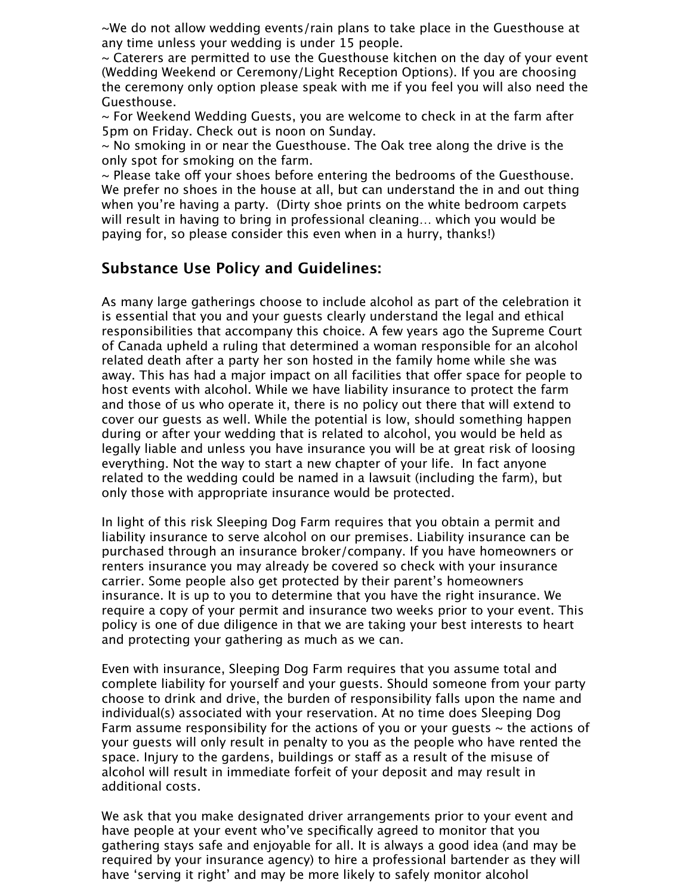~We do not allow wedding events/rain plans to take place in the Guesthouse at any time unless your wedding is under 15 people.

~ Caterers are permitted to use the Guesthouse kitchen on the day of your event (Wedding Weekend or Ceremony/Light Reception Options). If you are choosing the ceremony only option please speak with me if you feel you will also need the Guesthouse.

~ For Weekend Wedding Guests, you are welcome to check in at the farm after 5pm on Friday. Check out is noon on Sunday.

~ No smoking in or near the Guesthouse. The Oak tree along the drive is the only spot for smoking on the farm.

~ Please take off your shoes before entering the bedrooms of the Guesthouse. We prefer no shoes in the house at all, but can understand the in and out thing when you're having a party. (Dirty shoe prints on the white bedroom carpets will result in having to bring in professional cleaning… which you would be paying for, so please consider this even when in a hurry, thanks!)

## Substance Use Policy and Guidelines:

As many large gatherings choose to include alcohol as part of the celebration it is essential that you and your guests clearly understand the legal and ethical responsibilities that accompany this choice. A few years ago the Supreme Court of Canada upheld a ruling that determined a woman responsible for an alcohol related death after a party her son hosted in the family home while she was away. This has had a major impact on all facilities that offer space for people to host events with alcohol. While we have liability insurance to protect the farm and those of us who operate it, there is no policy out there that will extend to cover our guests as well. While the potential is low, should something happen during or after your wedding that is related to alcohol, you would be held as legally liable and unless you have insurance you will be at great risk of loosing everything. Not the way to start a new chapter of your life. In fact anyone related to the wedding could be named in a lawsuit (including the farm), but only those with appropriate insurance would be protected.

In light of this risk Sleeping Dog Farm requires that you obtain a permit and liability insurance to serve alcohol on our premises. Liability insurance can be purchased through an insurance broker/company. If you have homeowners or renters insurance you may already be covered so check with your insurance carrier. Some people also get protected by their parent's homeowners insurance. It is up to you to determine that you have the right insurance. We require a copy of your permit and insurance two weeks prior to your event. This policy is one of due diligence in that we are taking your best interests to heart and protecting your gathering as much as we can.

Even with insurance, Sleeping Dog Farm requires that you assume total and complete liability for yourself and your guests. Should someone from your party choose to drink and drive, the burden of responsibility falls upon the name and individual(s) associated with your reservation. At no time does Sleeping Dog Farm assume responsibility for the actions of you or your guests ~ the actions of your guests will only result in penalty to you as the people who have rented the space. Injury to the gardens, buildings or staff as a result of the misuse of alcohol will result in immediate forfeit of your deposit and may result in additional costs.

We ask that you make designated driver arrangements prior to your event and have people at your event who've specifically agreed to monitor that you gathering stays safe and enjoyable for all. It is always a good idea (and may be required by your insurance agency) to hire a professional bartender as they will have 'serving it right' and may be more likely to safely monitor alcohol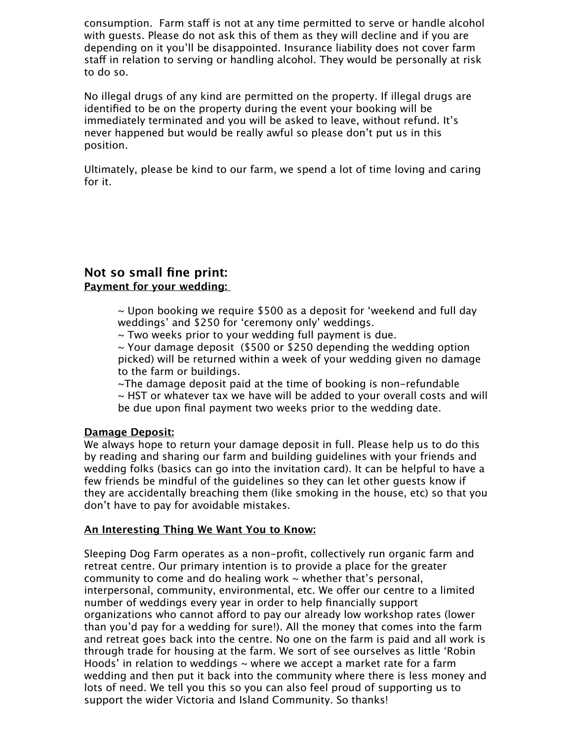consumption. Farm staff is not at any time permitted to serve or handle alcohol with guests. Please do not ask this of them as they will decline and if you are depending on it you'll be disappointed. Insurance liability does not cover farm staff in relation to serving or handling alcohol. They would be personally at risk to do so.

No illegal drugs of any kind are permitted on the property. If illegal drugs are identified to be on the property during the event your booking will be immediately terminated and you will be asked to leave, without refund. It's never happened but would be really awful so please don't put us in this position.

Ultimately, please be kind to our farm, we spend a lot of time loving and caring for it.

### Not so small fine print:

**Payment for your wedding:**

~ Upon booking we require $500 as a deposit for 'weekend and full day weddings' and $250 for 'ceremony only' weddings.
~ Two weeks prior to your wedding full payment is due.
~ Your damage deposit ($500 or $250 depending the wedding option picked) will be returned within a week of your wedding given no damage to the farm or buildings.
~The damage deposit paid at the time of booking is non-refundable
~ HST or whatever tax we have will be added to your overall costs and will be due upon final payment two weeks prior to the wedding date.

**Damage Deposit:**

We always hope to return your damage deposit in full. Please help us to do this by reading and sharing our farm and building guidelines with your friends and wedding folks (basics can go into the invitation card). It can be helpful to have a few friends be mindful of the guidelines so they can let other guests know if they are accidentally breaching them (like smoking in the house, etc) so that you don't have to pay for avoidable mistakes.

**An Interesting Thing We Want You to Know:**

Sleeping Dog Farm operates as a non-profit, collectively run organic farm and retreat centre. Our primary intention is to provide a place for the greater community to come and do healing work ~ whether that's personal, interpersonal, community, environmental, etc. We offer our centre to a limited number of weddings every year in order to help financially support organizations who cannot afford to pay our already low workshop rates (lower than you'd pay for a wedding for sure!). All the money that comes into the farm and retreat goes back into the centre. No one on the farm is paid and all work is through trade for housing at the farm. We sort of see ourselves as little 'Robin Hoods' in relation to weddings ~ where we accept a market rate for a farm wedding and then put it back into the community where there is less money and lots of need. We tell you this so you can also feel proud of supporting us to support the wider Victoria and Island Community. So thanks!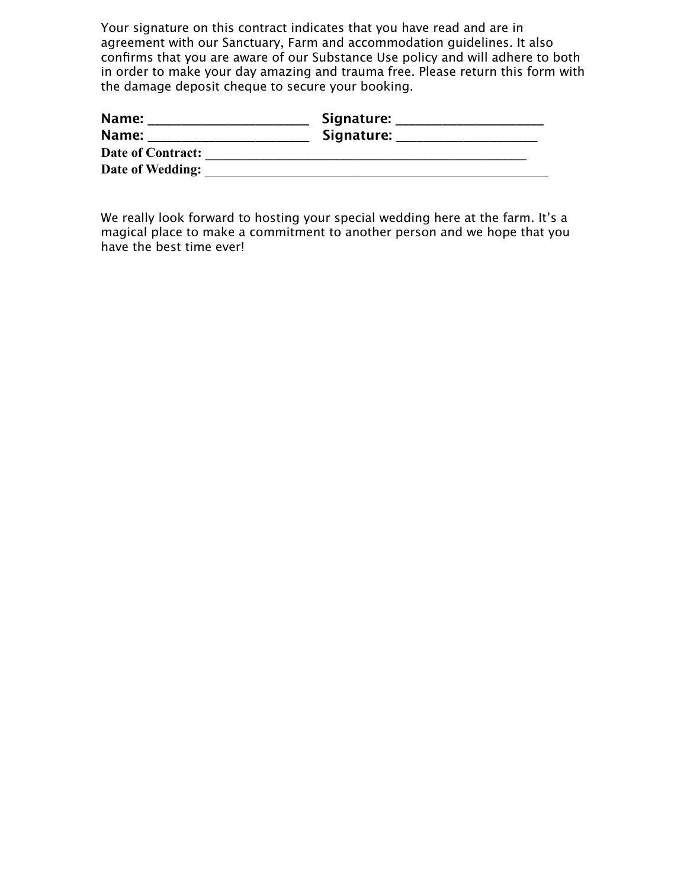Your signature on this contract indicates that you have read and are in agreement with our Sanctuary, Farm and accommodation guidelines. It also confirms that you are aware of our Substance Use policy and will adhere to both in order to make your day amazing and trauma free. Please return this form with the damage deposit cheque to secure your booking.

**Name:** ______________________ **Signature:** ____________________
**Name:** ______________________ **Signature:** ___________________
**Date of Contract:** ___________________________________________________
**Date of Wedding:** _____________________________________________________

We really look forward to hosting your special wedding here at the farm. It's a magical place to make a commitment to another person and we hope that you have the best time ever!